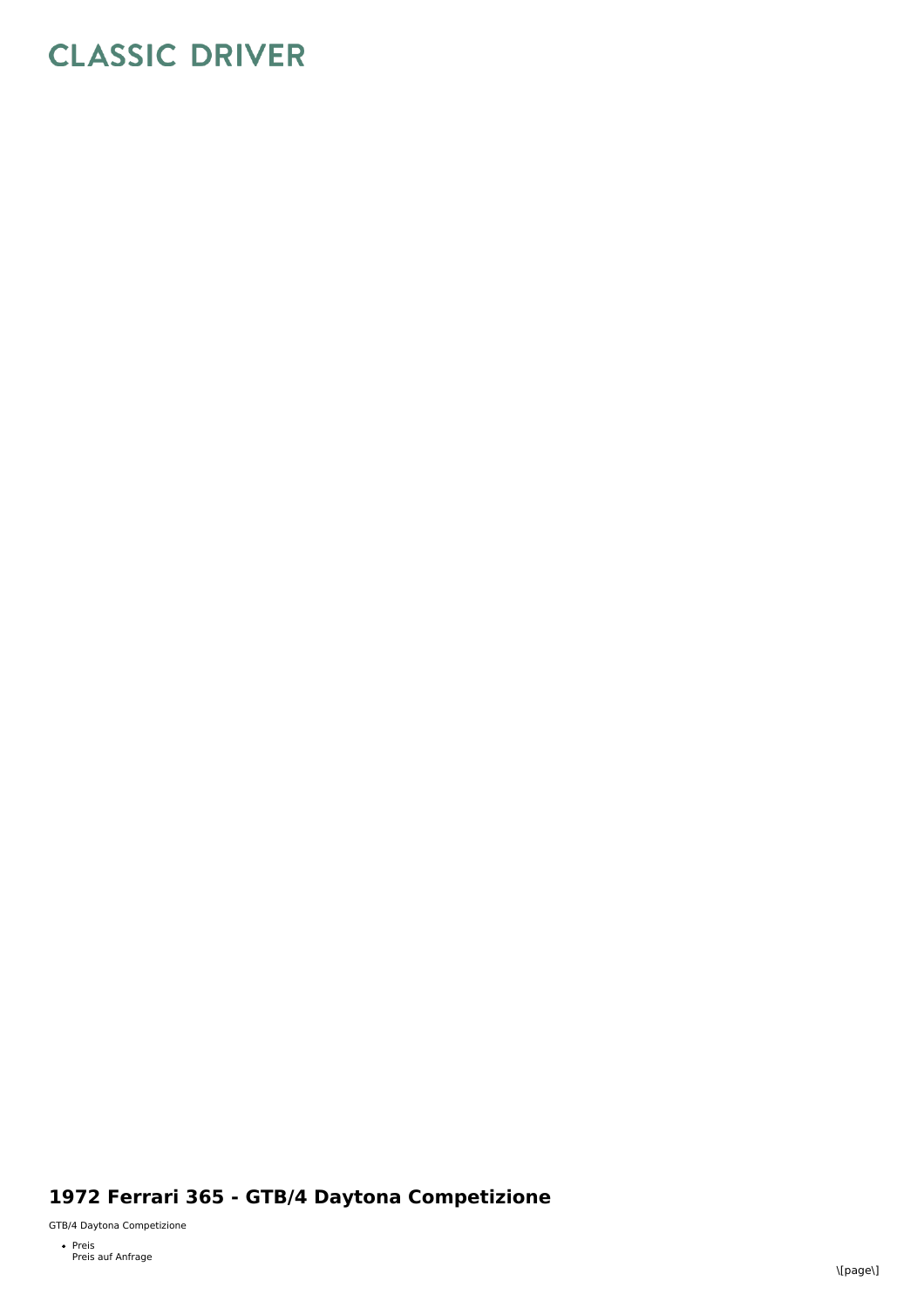# CLASSIC DRIVER

## 1972 Ferrari 365 - GTB/4 Daytona Competizione

GTB/4 Daytona Competizione

- Preis
  Preis auf Anfrage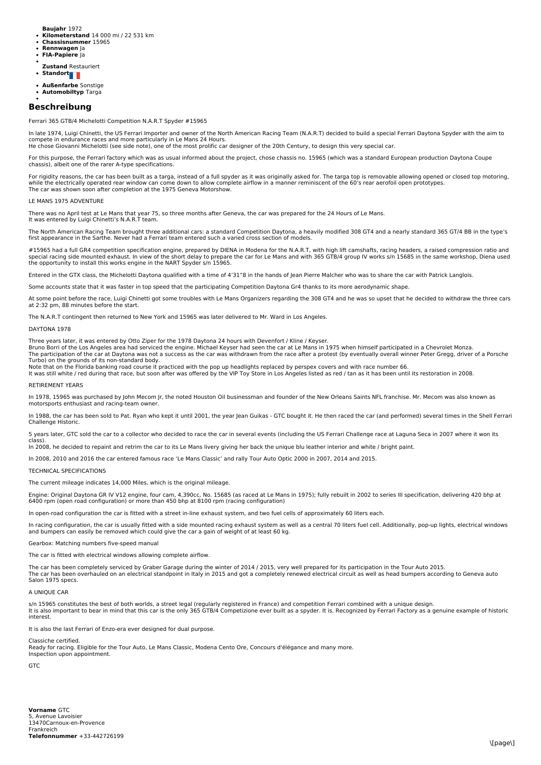**Baujahr** 1972

- **Kilometerstand** 14 000 mi / 22 531 km
- **Chassisnummer** 15965
- **Rennwagen** Ja
- **FIA-Papiere** Ja
- **Zustand** Restauriert
- **Standort**
- **Außenfarbe** Sonstige
- **Automobiltyp** Targa

## Beschreibung

Ferrari 365 GTB/4 Michelotti Competition N.A.R.T Spyder #15965

In late 1974, Luigi Chinetti, the US Ferrari Importer and owner of the North American Racing Team (N.A.R.T) decided to build a special Ferrari Daytona Spyder with the aim to compete in endurance races and more particularly in Le Mans 24 Hours.
He chose Giovanni Michelotti (see side note), one of the most prolific car designer of the 20th Century, to design this very special car.

For this purpose, the Ferrari factory which was as usual informed about the project, chose chassis no. 15965 (which was a standard European production Daytona Coupe chassis), albeit one of the rarer A-type specifications.

For rigidity reasons, the car has been built as a targa, instead of a full spyder as it was originally asked for. The targa top is removable allowing opened or closed top motoring, while the electrically operated rear window can come down to allow complete airflow in a manner reminiscent of the 60's rear aerofoil open prototypes.
The car was shown soon after completion at the 1975 Geneva Motorshow.

LE MANS 1975 ADVENTURE

There was no April test at Le Mans that year 75, so three months after Geneva, the car was prepared for the 24 Hours of Le Mans.
It was entered by Luigi Chinetti's N.A.R.T team.

The North American Racing Team brought three additional cars: a standard Competition Daytona, a heavily modified 308 GT4 and a nearly standard 365 GT/4 BB in the type's first appearance in the Sarthe. Never had a Ferrari team entered such a varied cross section of models.

#15965 had a full GR4 competition specification engine, prepared by DIENA in Modena for the N.A.R.T, with high lift camshafts, racing headers, a raised compression ratio and special racing side mounted exhaust. In view of the short delay to prepare the car for Le Mans and with 365 GTB/4 group IV works s/n 15685 in the same workshop, Diena used the opportunity to install this works engine in the NART Spyder s/n 15965.

Entered in the GTX class, the Michelotti Daytona qualified with a time of 4'31"8 in the hands of Jean Pierre Malcher who was to share the car with Patrick Langlois.

Some accounts state that it was faster in top speed that the participating Competition Daytona Gr4 thanks to its more aerodynamic shape.

At some point before the race, Luigi Chinetti got some troubles with Le Mans Organizers regarding the 308 GT4 and he was so upset that he decided to withdraw the three cars at 2:32 pm, 88 minutes before the start.

The N.A.R.T contingent then returned to New York and 15965 was later delivered to Mr. Ward in Los Angeles.

DAYTONA 1978

Three years later, it was entered by Otto Ziper for the 1978 Daytona 24 hours with Devenfort / Kline / Keyser.
Bruno Borri of the Los Angeles area had serviced the engine. Michael Keyser had seen the car at Le Mans in 1975 when himself participated in a Chevrolet Monza.
The participation of the car at Daytona was not a success as the car was withdrawn from the race after a protest (by eventually overall winner Peter Gregg, driver of a Porsche Turbo) on the grounds of its non-standard body.
Note that on the Florida banking road course it practiced with the pop up headlights replaced by perspex covers and with race number 66.
It was still white / red during that race, but soon after was offered by the VIP Toy Store in Los Angeles listed as red / tan as it has been until its restoration in 2008.

RETIREMENT YEARS

In 1978, 15965 was purchased by John Mecom Jr, the noted Houston Oil businessman and founder of the New Orleans Saints NFL franchise. Mr. Mecom was also known as motorsports enthusiast and racing-team owner.

In 1988, the car has been sold to Pat. Ryan who kept it until 2001, the year Jean Guikas - GTC bought it. He then raced the car (and performed) several times in the Shell Ferrari Challenge Historic.

5 years later, GTC sold the car to a collector who decided to race the car in several events (including the US Ferrari Challenge race at Laguna Seca in 2007 where it won its class).
In 2008, he decided to repaint and retrim the car to its Le Mans livery giving her back the unique blu leather interior and white / bright paint.

In 2008, 2010 and 2016 the car entered famous race 'Le Mans Classic' and rally Tour Auto Optic 2000 in 2007, 2014 and 2015.

TECHNICAL SPECIFICATIONS

The current mileage indicates 14,000 Miles, which is the original mileage.

Engine: Original Daytona GR IV V12 engine, four cam, 4,390cc, No. 15685 (as raced at Le Mans in 1975); fully rebuilt in 2002 to series III specification, delivering 420 bhp at 6400 rpm (open road configuration) or more than 450 bhp at 8100 rpm (racing configuration)

In open-road configuration the car is fitted with a street in-line exhaust system, and two fuel cells of approximately 60 liters each.

In racing configuration, the car is usually fitted with a side mounted racing exhaust system as well as a central 70 liters fuel cell. Additionally, pop-up lights, electrical windows and bumpers can easily be removed which could give the car a gain of weight of at least 60 kg.

Gearbox: Matching numbers five-speed manual

The car is fitted with electrical windows allowing complete airflow.

The car has been completely serviced by Graber Garage during the winter of 2014 / 2015, very well prepared for its participation in the Tour Auto 2015.
The car has been overhauled on an electrical standpoint in Italy in 2015 and got a completely renewed electrical circuit as well as head bumpers according to Geneva auto Salon 1975 specs.

A UNIQUE CAR

s/n 15965 constitutes the best of both worlds, a street legal (regularly registered in France) and competition Ferrari combined with a unique design.
It is also important to bear in mind that this car is the only 365 GTB/4 Competizione ever built as a spyder. It is. Recognized by Ferrari Factory as a genuine example of historic interest.

It is also the last Ferrari of Enzo-era ever designed for dual purpose.

Classiche certified.
Ready for racing. Eligible for the Tour Auto, Le Mans Classic, Modena Cento Ore, Concours d'élégance and many more.
Inspection upon appointment.

GTC

**Vorname** GTC
5, Avenue Lavoisier
13470Carnoux-en-Provence
Frankreich
**Telefonnummer** +33-442726199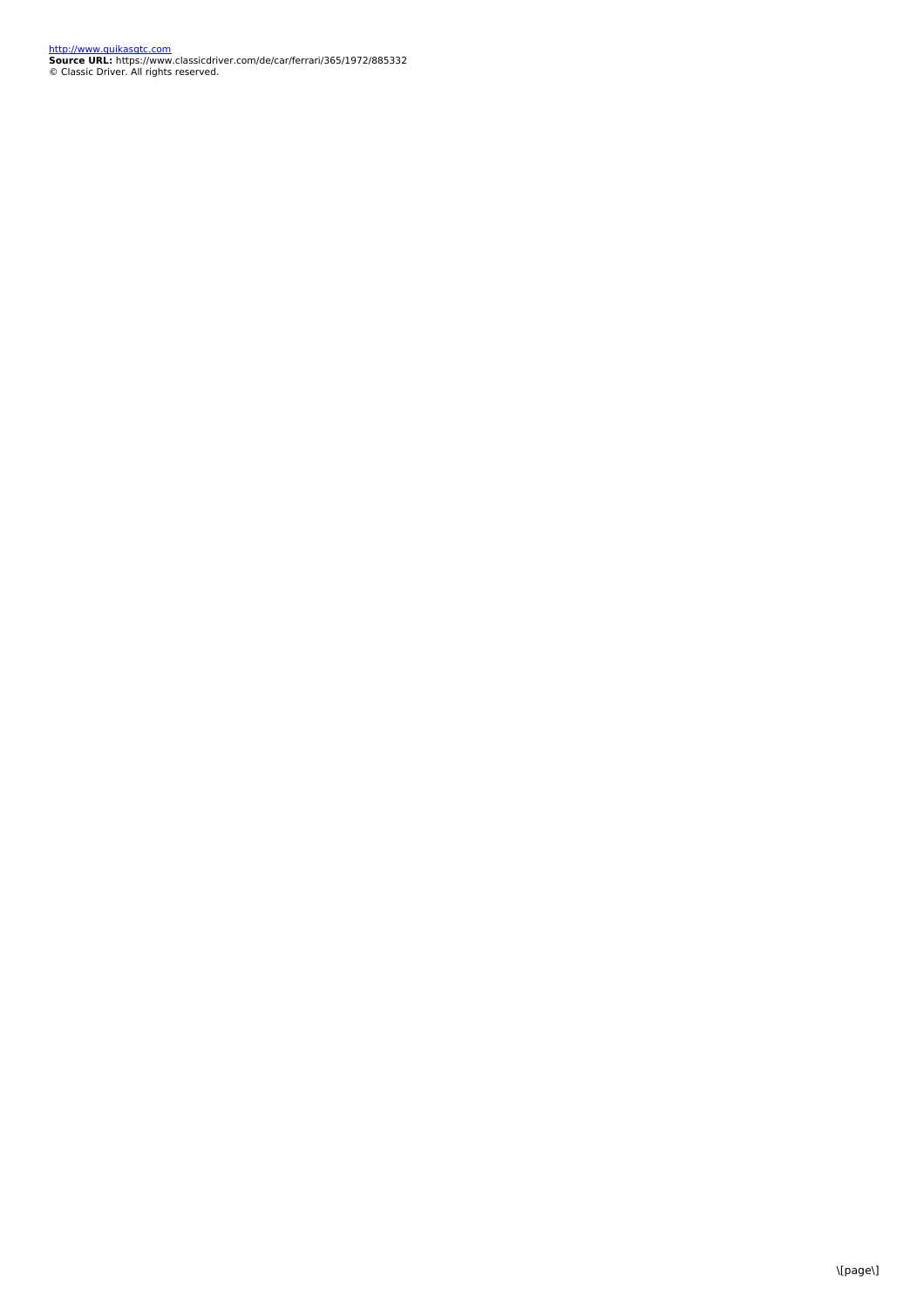[http://www.quikasgtc.com](http://www.quikasgtc.com)
**Source URL:** https://www.classicdriver.com/de/car/ferrari/365/1972/885332
© Classic Driver. All rights reserved.